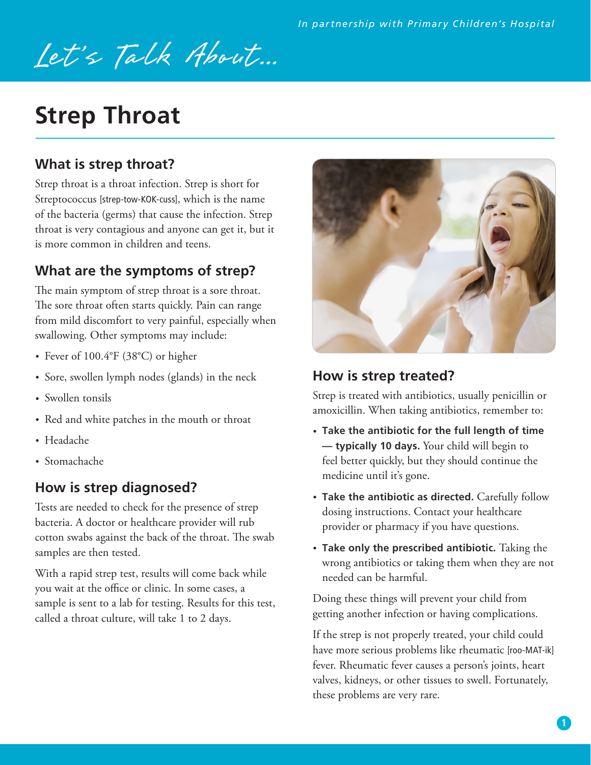In partnership with Primary Children's Hospital

*Let's Talk About...*

# Strep Throat

## What is strep throat?

Strep throat is a throat infection. Strep is short for Streptococcus [strep-tow-KOK-cuss], which is the name of the bacteria (germs) that cause the infection. Strep throat is very contagious and anyone can get it, but it is more common in children and teens.

## What are the symptoms of strep?

The main symptom of strep throat is a sore throat. The sore throat often starts quickly. Pain can range from mild discomfort to very painful, especially when swallowing. Other symptoms may include:

- Fever of 100.4°F (38°C) or higher
- Sore, swollen lymph nodes (glands) in the neck
- Swollen tonsils
- Red and white patches in the mouth or throat
- Headache
- Stomachache

## How is strep diagnosed?

Tests are needed to check for the presence of strep bacteria. A doctor or healthcare provider will rub cotton swabs against the back of the throat. The swab samples are then tested.

With a rapid strep test, results will come back while you wait at the office or clinic. In some cases, a sample is sent to a lab for testing. Results for this test, called a throat culture, will take 1 to 2 days.

## How is strep treated?

Strep is treated with antibiotics, usually penicillin or amoxicillin. When taking antibiotics, remember to:

- **Take the antibiotic for the full length of time — typically 10 days.** Your child will begin to feel better quickly, but they should continue the medicine until it's gone.
- **Take the antibiotic as directed.** Carefully follow dosing instructions. Contact your healthcare provider or pharmacy if you have questions.
- **Take only the prescribed antibiotic.** Taking the wrong antibiotics or taking them when they are not needed can be harmful.

Doing these things will prevent your child from getting another infection or having complications.

If the strep is not properly treated, your child could have more serious problems like rheumatic [roo-MAT-ik] fever. Rheumatic fever causes a person's joints, heart valves, kidneys, or other tissues to swell. Fortunately, these problems are very rare.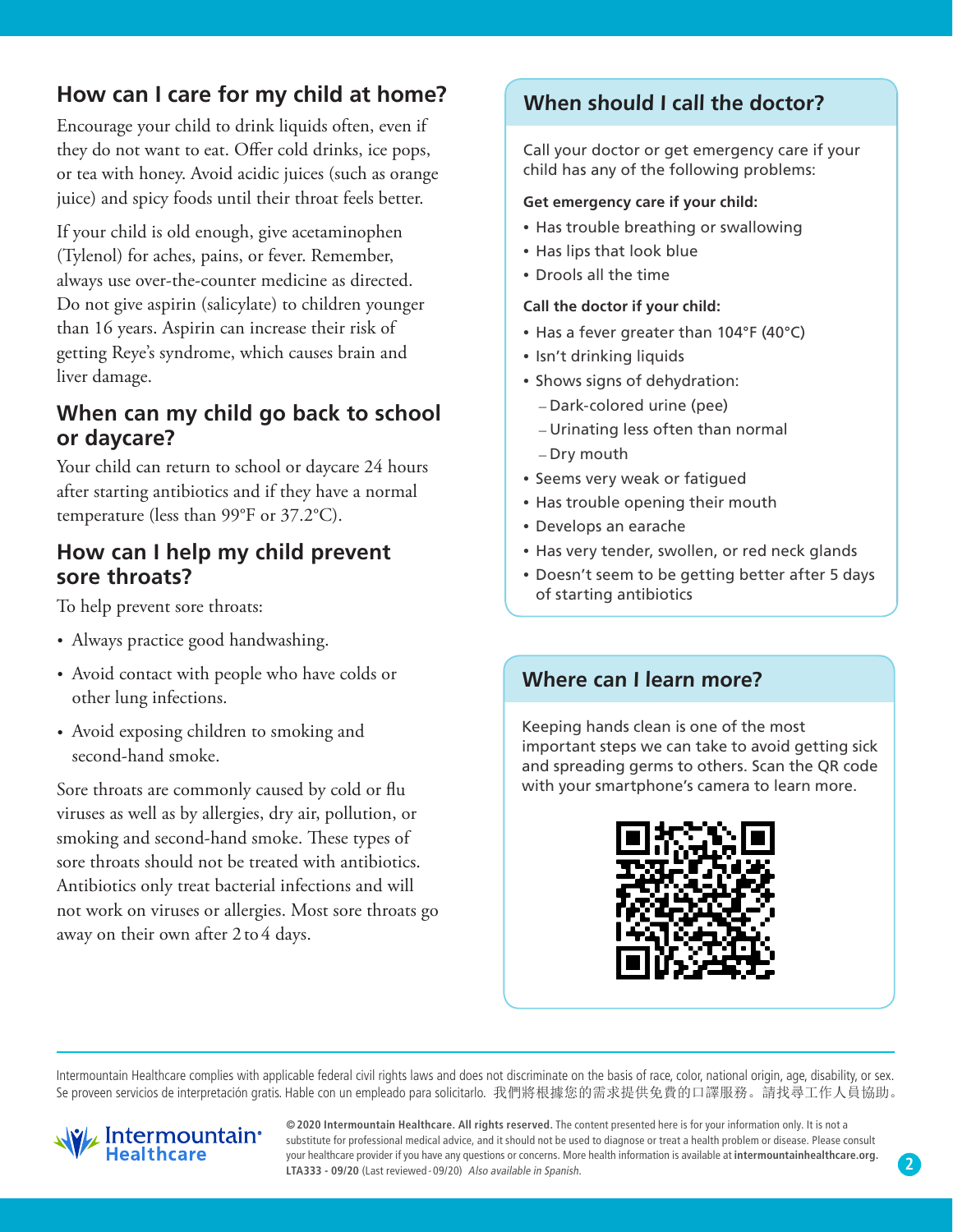## How can I care for my child at home?

Encourage your child to drink liquids often, even if they do not want to eat. Offer cold drinks, ice pops, or tea with honey. Avoid acidic juices (such as orange juice) and spicy foods until their throat feels better.

If your child is old enough, give acetaminophen (Tylenol) for aches, pains, or fever. Remember, always use over-the-counter medicine as directed. Do not give aspirin (salicylate) to children younger than 16 years. Aspirin can increase their risk of getting Reye's syndrome, which causes brain and liver damage.

## When can my child go back to school or daycare?

Your child can return to school or daycare 24 hours after starting antibiotics and if they have a normal temperature (less than 99°F or 37.2°C).

## How can I help my child prevent sore throats?

To help prevent sore throats:

- Always practice good handwashing.
- Avoid contact with people who have colds or other lung infections.
- Avoid exposing children to smoking and second-hand smoke.

Sore throats are commonly caused by cold or flu viruses as well as by allergies, dry air, pollution, or smoking and second-hand smoke. These types of sore throats should not be treated with antibiotics. Antibiotics only treat bacterial infections and will not work on viruses or allergies. Most sore throats go away on their own after 2 to 4 days.

## When should I call the doctor?

Call your doctor or get emergency care if your child has any of the following problems:

**Get emergency care if your child:**

- Has trouble breathing or swallowing
- Has lips that look blue
- Drools all the time

**Call the doctor if your child:**

- Has a fever greater than 104°F (40°C)
- Isn't drinking liquids
- Shows signs of dehydration:
  - Dark-colored urine (pee)
  - Urinating less often than normal
  - Dry mouth
- Seems very weak or fatigued
- Has trouble opening their mouth
- Develops an earache
- Has very tender, swollen, or red neck glands
- Doesn't seem to be getting better after 5 days of starting antibiotics

## Where can I learn more?

Keeping hands clean is one of the most important steps we can take to avoid getting sick and spreading germs to others. Scan the QR code with your smartphone's camera to learn more.

Intermountain Healthcare complies with applicable federal civil rights laws and does not discriminate on the basis of race, color, national origin, age, disability, or sex. Se proveen servicios de interpretación gratis. Hable con un empleado para solicitarlo. 我們將根據您的需求提供免費的口譯服務。請找尋工作人員協助。

Intermountain Healthcare

**© 2020 Intermountain Healthcare. All rights reserved.** The content presented here is for your information only. It is not a substitute for professional medical advice, and it should not be used to diagnose or treat a health problem or disease. Please consult your healthcare provider if you have any questions or concerns. More health information is available at **intermountainhealthcare.org**. **LTA333 - 09/20** (Last reviewed - 09/20) *Also available in Spanish.*